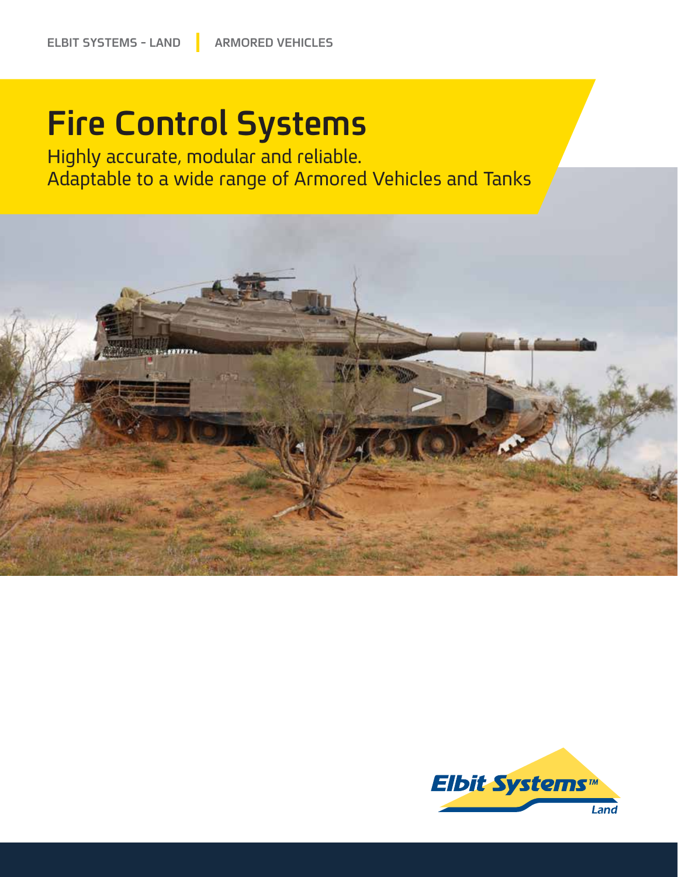ELBIT SYSTEMS - LAND | ARMORED VEHICLES

# Fire Control Systems

Highly accurate, modular and reliable.
Adaptable to a wide range of Armored Vehicles and Tanks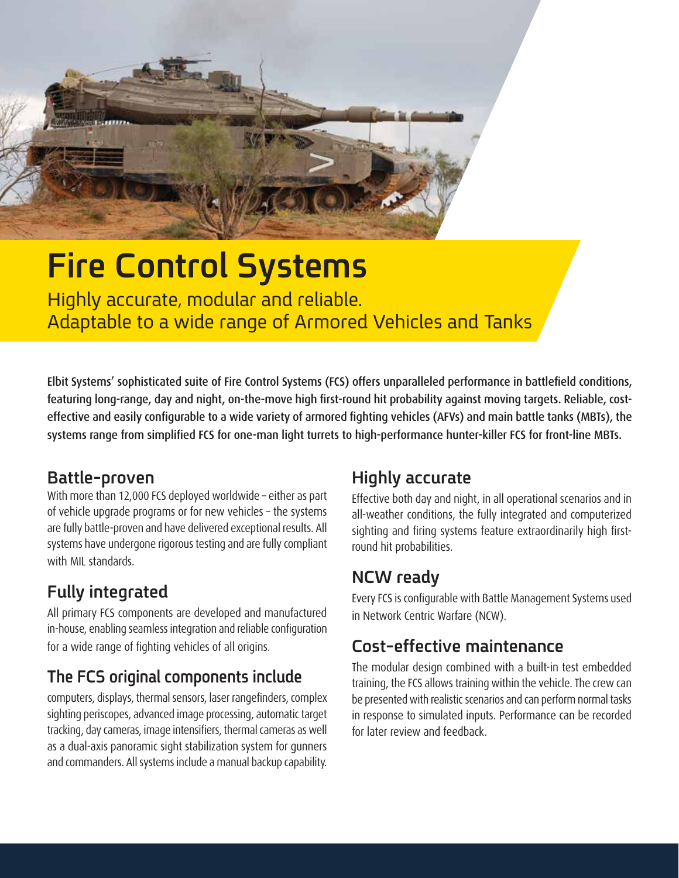# Fire Control Systems

Highly accurate, modular and reliable.
Adaptable to a wide range of Armored Vehicles and Tanks

**Elbit Systems' sophisticated suite of Fire Control Systems (FCS) offers unparalleled performance in battlefield conditions, featuring long-range, day and night, on-the-move high first-round hit probability against moving targets. Reliable, cost-effective and easily configurable to a wide variety of armored fighting vehicles (AFVs) and main battle tanks (MBTs), the systems range from simplified FCS for one-man light turrets to high-performance hunter-killer FCS for front-line MBTs.**

## Battle-proven

With more than 12,000 FCS deployed worldwide – either as part of vehicle upgrade programs or for new vehicles – the systems are fully battle-proven and have delivered exceptional results. All systems have undergone rigorous testing and are fully compliant with MIL standards.

## Fully integrated

All primary FCS components are developed and manufactured in-house, enabling seamless integration and reliable configuration for a wide range of fighting vehicles of all origins.

## The FCS original components include

computers, displays, thermal sensors, laser rangefinders, complex sighting periscopes, advanced image processing, automatic target tracking, day cameras, image intensifiers, thermal cameras as well as a dual-axis panoramic sight stabilization system for gunners and commanders. All systems include a manual backup capability.

## Highly accurate

Effective both day and night, in all operational scenarios and in all-weather conditions, the fully integrated and computerized sighting and firing systems feature extraordinarily high first-round hit probabilities.

## NCW ready

Every FCS is configurable with Battle Management Systems used in Network Centric Warfare (NCW).

## Cost-effective maintenance

The modular design combined with a built-in test embedded training, the FCS allows training within the vehicle. The crew can be presented with realistic scenarios and can perform normal tasks in response to simulated inputs. Performance can be recorded for later review and feedback.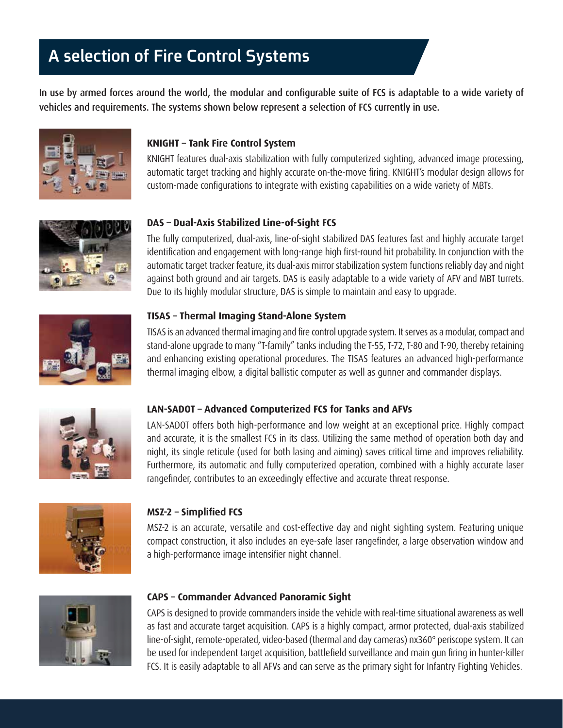# A selection of Fire Control Systems

In use by armed forces around the world, the modular and configurable suite of FCS is adaptable to a wide variety of vehicles and requirements. The systems shown below represent a selection of FCS currently in use.

### KNIGHT – Tank Fire Control System

KNIGHT features dual-axis stabilization with fully computerized sighting, advanced image processing, automatic target tracking and highly accurate on-the-move firing. KNIGHT's modular design allows for custom-made configurations to integrate with existing capabilities on a wide variety of MBTs.

### DAS – Dual-Axis Stabilized Line-of-Sight FCS

The fully computerized, dual-axis, line-of-sight stabilized DAS features fast and highly accurate target identification and engagement with long-range high first-round hit probability. In conjunction with the automatic target tracker feature, its dual-axis mirror stabilization system functions reliably day and night against both ground and air targets. DAS is easily adaptable to a wide variety of AFV and MBT turrets. Due to its highly modular structure, DAS is simple to maintain and easy to upgrade.

### TISAS – Thermal Imaging Stand-Alone System

TISAS is an advanced thermal imaging and fire control upgrade system. It serves as a modular, compact and stand-alone upgrade to many "T-family" tanks including the T-55, T-72, T-80 and T-90, thereby retaining and enhancing existing operational procedures. The TISAS features an advanced high-performance thermal imaging elbow, a digital ballistic computer as well as gunner and commander displays.

### LAN-SADOT – Advanced Computerized FCS for Tanks and AFVs

LAN-SADOT offers both high-performance and low weight at an exceptional price. Highly compact and accurate, it is the smallest FCS in its class. Utilizing the same method of operation both day and night, its single reticule (used for both lasing and aiming) saves critical time and improves reliability. Furthermore, its automatic and fully computerized operation, combined with a highly accurate laser rangefinder, contributes to an exceedingly effective and accurate threat response.

### MSZ-2 – Simplified FCS

MSZ-2 is an accurate, versatile and cost-effective day and night sighting system. Featuring unique compact construction, it also includes an eye-safe laser rangefinder, a large observation window and a high-performance image intensifier night channel.

### CAPS – Commander Advanced Panoramic Sight

CAPS is designed to provide commanders inside the vehicle with real-time situational awareness as well as fast and accurate target acquisition. CAPS is a highly compact, armor protected, dual-axis stabilized line-of-sight, remote-operated, video-based (thermal and day cameras) nx360° periscope system. It can be used for independent target acquisition, battlefield surveillance and main gun firing in hunter-killer FCS. It is easily adaptable to all AFVs and can serve as the primary sight for Infantry Fighting Vehicles.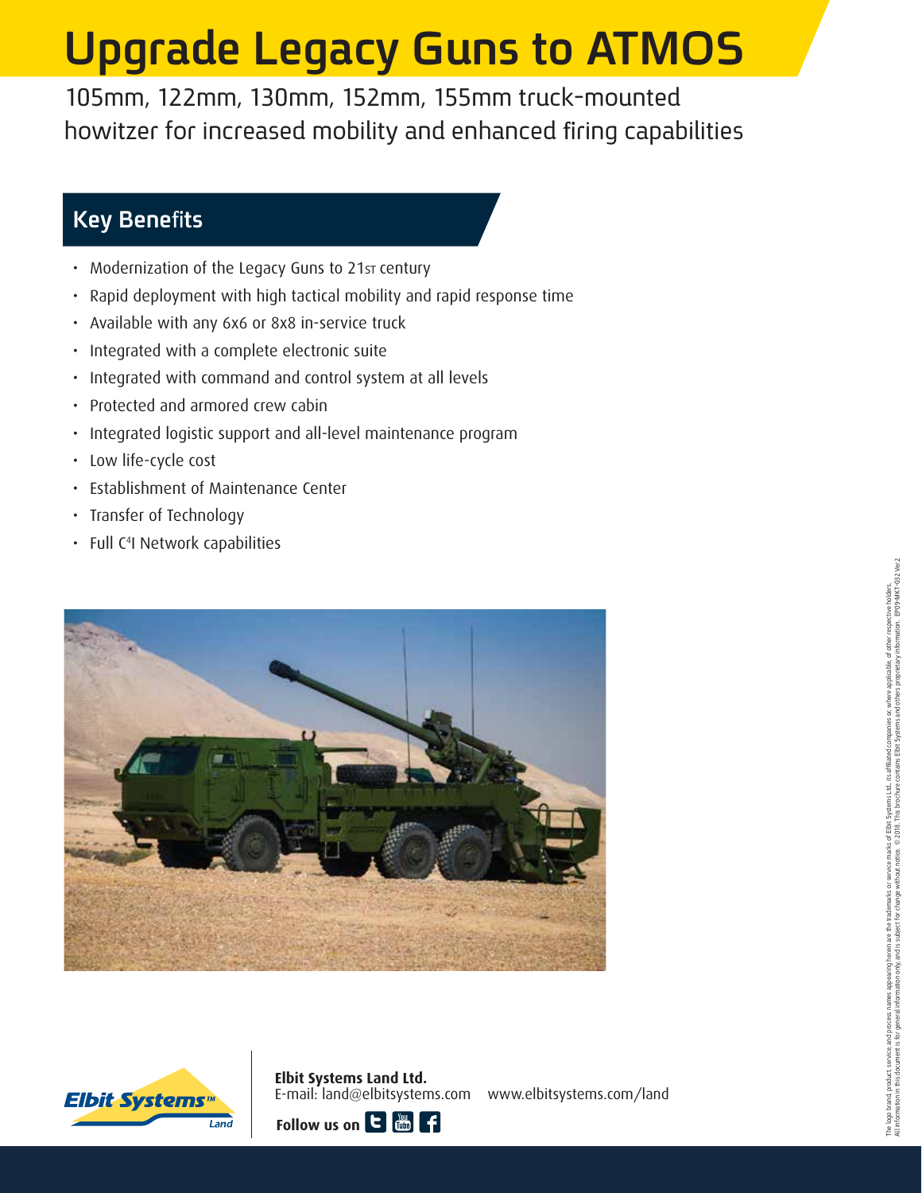# Upgrade Legacy Guns to ATMOS

105mm, 122mm, 130mm, 152mm, 155mm truck-mounted howitzer for increased mobility and enhanced firing capabilities

## Key Benefits

- Modernization of the Legacy Guns to 21ST century
- Rapid deployment with high tactical mobility and rapid response time
- Available with any 6x6 or 8x8 in-service truck
- Integrated with a complete electronic suite
- Integrated with command and control system at all levels
- Protected and armored crew cabin
- Integrated logistic support and all-level maintenance program
- Low life-cycle cost
- Establishment of Maintenance Center
- Transfer of Technology
- Full C4I Network capabilities

**Elbit Systems Land Ltd.**
E-mail: land@elbitsystems.com www.elbitsystems.com/land

**Follow us on**

The logo, brand, product, service and process names appearing herein are the trademarks or service marks of Elbit Systems Ltd., its affiliated companies or, where applicable, of other respective holders. All information in this document is for general information only, and is subject for change without notice. © 2018. This brochure contains Elbit Systems and others proprietary information. EP09-MKT-032 Ver.2